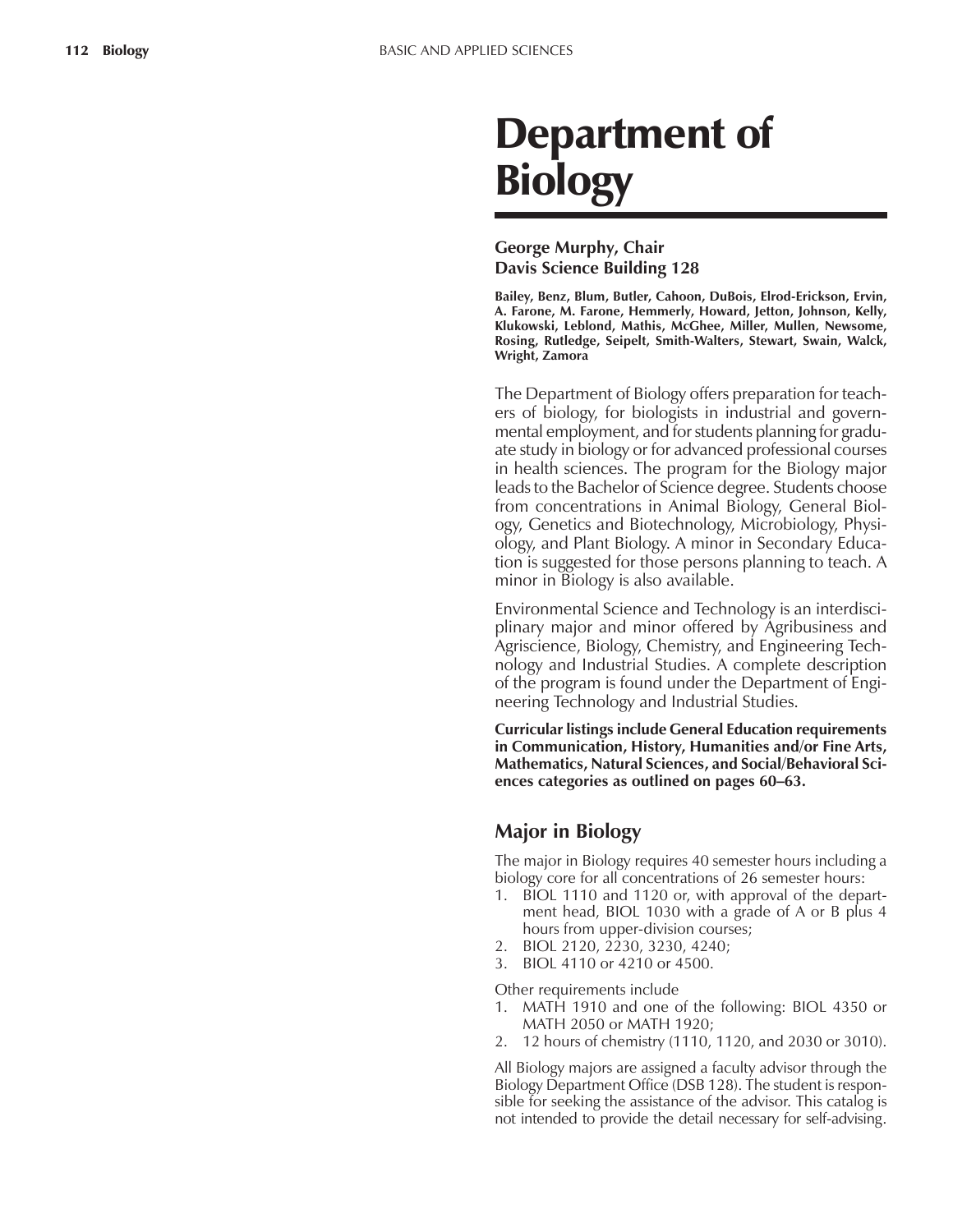# Department of Biology

**George Murphy, Chair**
**Davis Science Building 128**

**Bailey, Benz, Blum, Butler, Cahoon, DuBois, Elrod-Erickson, Ervin, A. Farone, M. Farone, Hemmerly, Howard, Jetton, Johnson, Kelly, Klukowski, Leblond, Mathis, McGhee, Miller, Mullen, Newsome, Rosing, Rutledge, Seipelt, Smith-Walters, Stewart, Swain, Walck, Wright, Zamora**

The Department of Biology offers preparation for teachers of biology, for biologists in industrial and governmental employment, and for students planning for graduate study in biology or for advanced professional courses in health sciences. The program for the Biology major leads to the Bachelor of Science degree. Students choose from concentrations in Animal Biology, General Biology, Genetics and Biotechnology, Microbiology, Physiology, and Plant Biology. A minor in Secondary Education is suggested for those persons planning to teach. A minor in Biology is also available.

Environmental Science and Technology is an interdisciplinary major and minor offered by Agribusiness and Agriscience, Biology, Chemistry, and Engineering Technology and Industrial Studies. A complete description of the program is found under the Department of Engineering Technology and Industrial Studies.

**Curricular listings include General Education requirements in Communication, History, Humanities and/or Fine Arts, Mathematics, Natural Sciences, and Social/Behavioral Sciences categories as outlined on pages 60–63.**

## Major in Biology

The major in Biology requires 40 semester hours including a biology core for all concentrations of 26 semester hours:

1. BIOL 1110 and 1120 or, with approval of the department head, BIOL 1030 with a grade of A or B plus 4 hours from upper-division courses;
2. BIOL 2120, 2230, 3230, 4240;
3. BIOL 4110 or 4210 or 4500.

Other requirements include

1. MATH 1910 and one of the following: BIOL 4350 or MATH 2050 or MATH 1920;
2. 12 hours of chemistry (1110, 1120, and 2030 or 3010).

All Biology majors are assigned a faculty advisor through the Biology Department Office (DSB 128). The student is responsible for seeking the assistance of the advisor. This catalog is not intended to provide the detail necessary for self-advising.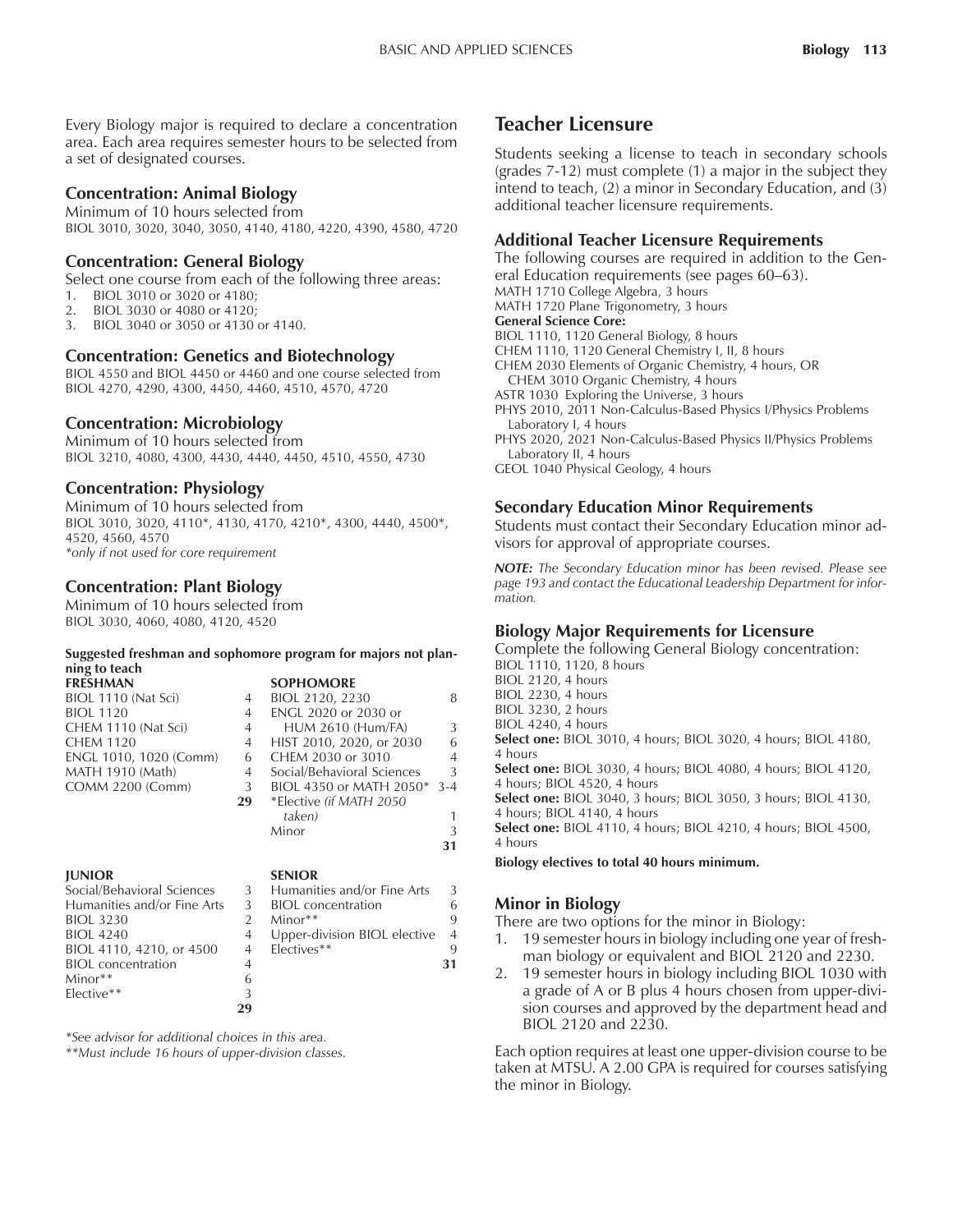Every Biology major is required to declare a concentration area. Each area requires semester hours to be selected from a set of designated courses.

### Concentration: Animal Biology

Minimum of 10 hours selected from
BIOL 3010, 3020, 3040, 3050, 4140, 4180, 4220, 4390, 4580, 4720

### Concentration: General Biology

Select one course from each of the following three areas:

1. BIOL 3010 or 3020 or 4180;
2. BIOL 3030 or 4080 or 4120;
3. BIOL 3040 or 3050 or 4130 or 4140.

### Concentration: Genetics and Biotechnology

BIOL 4550 and BIOL 4450 or 4460 and one course selected from BIOL 4270, 4290, 4300, 4450, 4460, 4510, 4570, 4720

### Concentration: Microbiology

Minimum of 10 hours selected from
BIOL 3210, 4080, 4300, 4430, 4440, 4450, 4510, 4550, 4730

### Concentration: Physiology

Minimum of 10 hours selected from
BIOL 3010, 3020, 4110*, 4130, 4170, 4210*, 4300, 4440, 4500*, 4520, 4560, 4570
*\*only if not used for core requirement*

### Concentration: Plant Biology

Minimum of 10 hours selected from
BIOL 3030, 4060, 4080, 4120, 4520

**Suggested freshman and sophomore program for majors not planning to teach**

| FRESHMAN | | SOPHOMORE | |
|---|---|---|---|
| BIOL 1110 (Nat Sci) | 4 | BIOL 2120, 2230 | 8 |
| BIOL 1120 | 4 | ENGL 2020 or 2030 or HUM 2610 (Hum/FA) | 3 |
| CHEM 1110 (Nat Sci) | 4 | HIST 2010, 2020, or 2030 | 6 |
| CHEM 1120 | 4 | CHEM 2030 or 3010 | 4 |
| ENGL 1010, 1020 (Comm) | 6 | Social/Behavioral Sciences | 3 |
| MATH 1910 (Math) | 4 | BIOL 4350 or MATH 2050* | 3-4 |
| COMM 2200 (Comm) | 3 | *Elective *(if MATH 2050 taken)* | 1 |
| | **29** | Minor | 3 |
| | | | **31** |

| JUNIOR | | SENIOR | |
|---|---|---|---|
| Social/Behavioral Sciences | 3 | Humanities and/or Fine Arts | 3 |
| Humanities and/or Fine Arts | 3 | BIOL concentration | 6 |
| BIOL 3230 | 2 | Minor** | 9 |
| BIOL 4240 | 4 | Upper-division BIOL elective | 4 |
| BIOL 4110, 4210, or 4500 | 4 | Electives** | 9 |
| BIOL concentration | 4 | | **31** |
| Minor** | 6 | | |
| Elective** | 3 | | |
| | **29** | | |

*\*See advisor for additional choices in this area.*
*\*\*Must include 16 hours of upper-division classes.*

## Teacher Licensure

Students seeking a license to teach in secondary schools (grades 7-12) must complete (1) a major in the subject they intend to teach, (2) a minor in Secondary Education, and (3) additional teacher licensure requirements.

### Additional Teacher Licensure Requirements

The following courses are required in addition to the General Education requirements (see pages 60–63).
MATH 1710 College Algebra, 3 hours
MATH 1720 Plane Trigonometry, 3 hours
**General Science Core:**
BIOL 1110, 1120 General Biology, 8 hours
CHEM 1110, 1120 General Chemistry I, II, 8 hours
CHEM 2030 Elements of Organic Chemistry, 4 hours, OR
CHEM 3010 Organic Chemistry, 4 hours
ASTR 1030 Exploring the Universe, 3 hours
PHYS 2010, 2011 Non-Calculus-Based Physics I/Physics Problems Laboratory I, 4 hours
PHYS 2020, 2021 Non-Calculus-Based Physics II/Physics Problems Laboratory II, 4 hours
GEOL 1040 Physical Geology, 4 hours

### Secondary Education Minor Requirements

Students must contact their Secondary Education minor advisors for approval of appropriate courses.

***NOTE:*** *The Secondary Education minor has been revised. Please see page 193 and contact the Educational Leadership Department for information.*

### Biology Major Requirements for Licensure

Complete the following General Biology concentration:
BIOL 1110, 1120, 8 hours
BIOL 2120, 4 hours
BIOL 2230, 4 hours
BIOL 3230, 2 hours
BIOL 4240, 4 hours
**Select one:** BIOL 3010, 4 hours; BIOL 3020, 4 hours; BIOL 4180, 4 hours
**Select one:** BIOL 3030, 4 hours; BIOL 4080, 4 hours; BIOL 4120, 4 hours; BIOL 4520, 4 hours
**Select one:** BIOL 3040, 3 hours; BIOL 3050, 3 hours; BIOL 4130, 4 hours; BIOL 4140, 4 hours
**Select one:** BIOL 4110, 4 hours; BIOL 4210, 4 hours; BIOL 4500, 4 hours

**Biology electives to total 40 hours minimum.**

### Minor in Biology

There are two options for the minor in Biology:

1. 19 semester hours in biology including one year of freshman biology or equivalent and BIOL 2120 and 2230.
2. 19 semester hours in biology including BIOL 1030 with a grade of A or B plus 4 hours chosen from upper-division courses and approved by the department head and BIOL 2120 and 2230.

Each option requires at least one upper-division course to be taken at MTSU. A 2.00 GPA is required for courses satisfying the minor in Biology.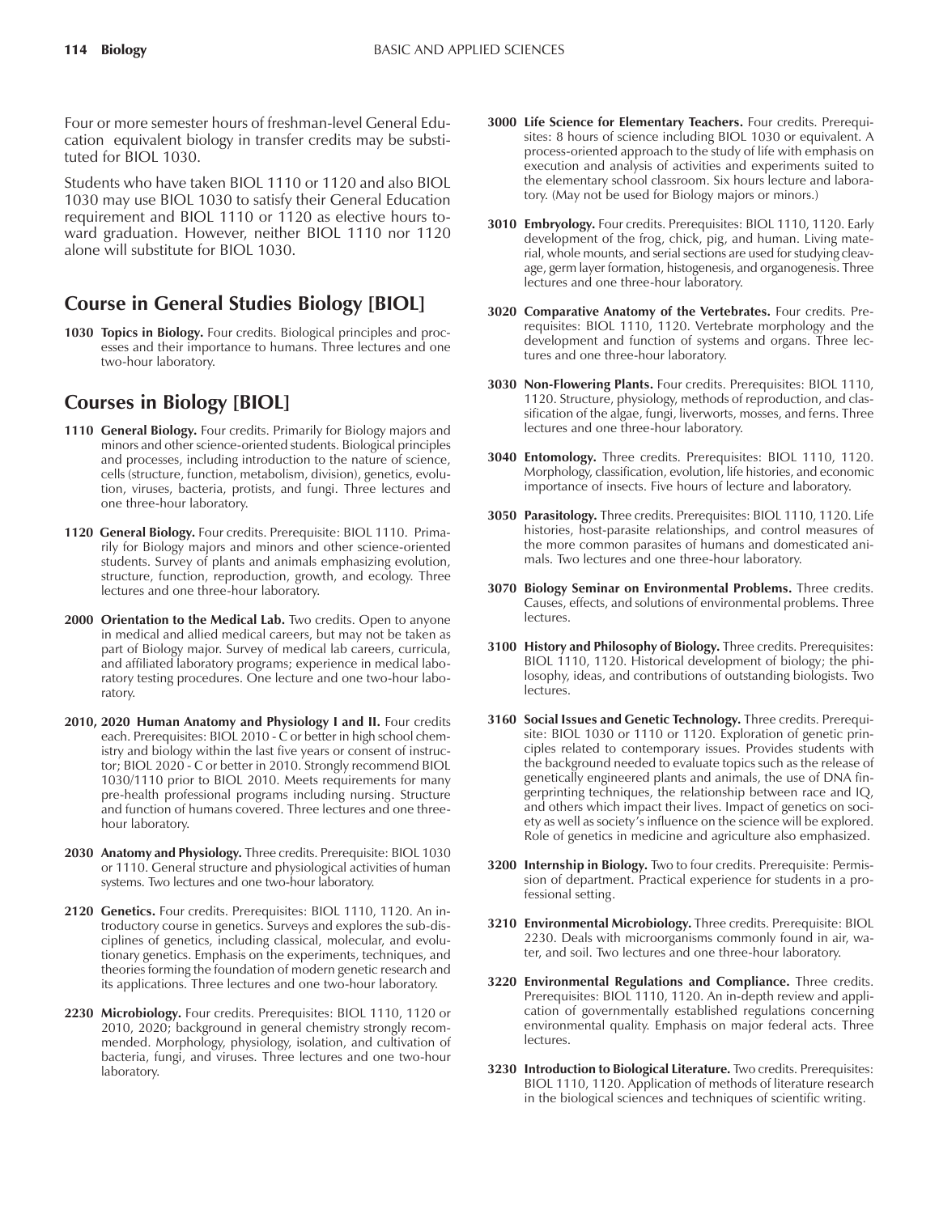Four or more semester hours of freshman-level General Education equivalent biology in transfer credits may be substituted for BIOL 1030.

Students who have taken BIOL 1110 or 1120 and also BIOL 1030 may use BIOL 1030 to satisfy their General Education requirement and BIOL 1110 or 1120 as elective hours toward graduation. However, neither BIOL 1110 nor 1120 alone will substitute for BIOL 1030.

## Course in General Studies Biology [BIOL]

**1030 Topics in Biology.** Four credits. Biological principles and processes and their importance to humans. Three lectures and one two-hour laboratory.

## Courses in Biology [BIOL]

**1110 General Biology.** Four credits. Primarily for Biology majors and minors and other science-oriented students. Biological principles and processes, including introduction to the nature of science, cells (structure, function, metabolism, division), genetics, evolution, viruses, bacteria, protists, and fungi. Three lectures and one three-hour laboratory.

**1120 General Biology.** Four credits. Prerequisite: BIOL 1110. Primarily for Biology majors and minors and other science-oriented students. Survey of plants and animals emphasizing evolution, structure, function, reproduction, growth, and ecology. Three lectures and one three-hour laboratory.

**2000 Orientation to the Medical Lab.** Two credits. Open to anyone in medical and allied medical careers, but may not be taken as part of Biology major. Survey of medical lab careers, curricula, and affiliated laboratory programs; experience in medical laboratory testing procedures. One lecture and one two-hour laboratory.

**2010, 2020 Human Anatomy and Physiology I and II.** Four credits each. Prerequisites: BIOL 2010 - C or better in high school chemistry and biology within the last five years or consent of instructor; BIOL 2020 - C or better in 2010. Strongly recommend BIOL 1030/1110 prior to BIOL 2010. Meets requirements for many pre-health professional programs including nursing. Structure and function of humans covered. Three lectures and one three-hour laboratory.

**2030 Anatomy and Physiology.** Three credits. Prerequisite: BIOL 1030 or 1110. General structure and physiological activities of human systems. Two lectures and one two-hour laboratory.

**2120 Genetics.** Four credits. Prerequisites: BIOL 1110, 1120. An introductory course in genetics. Surveys and explores the sub-disciplines of genetics, including classical, molecular, and evolutionary genetics. Emphasis on the experiments, techniques, and theories forming the foundation of modern genetic research and its applications. Three lectures and one two-hour laboratory.

**2230 Microbiology.** Four credits. Prerequisites: BIOL 1110, 1120 or 2010, 2020; background in general chemistry strongly recommended. Morphology, physiology, isolation, and cultivation of bacteria, fungi, and viruses. Three lectures and one two-hour laboratory.

**3000 Life Science for Elementary Teachers.** Four credits. Prerequisites: 8 hours of science including BIOL 1030 or equivalent. A process-oriented approach to the study of life with emphasis on execution and analysis of activities and experiments suited to the elementary school classroom. Six hours lecture and laboratory. (May not be used for Biology majors or minors.)

**3010 Embryology.** Four credits. Prerequisites: BIOL 1110, 1120. Early development of the frog, chick, pig, and human. Living material, whole mounts, and serial sections are used for studying cleavage, germ layer formation, histogenesis, and organogenesis. Three lectures and one three-hour laboratory.

**3020 Comparative Anatomy of the Vertebrates.** Four credits. Prerequisites: BIOL 1110, 1120. Vertebrate morphology and the development and function of systems and organs. Three lectures and one three-hour laboratory.

**3030 Non-Flowering Plants.** Four credits. Prerequisites: BIOL 1110, 1120. Structure, physiology, methods of reproduction, and classification of the algae, fungi, liverworts, mosses, and ferns. Three lectures and one three-hour laboratory.

**3040 Entomology.** Three credits. Prerequisites: BIOL 1110, 1120. Morphology, classification, evolution, life histories, and economic importance of insects. Five hours of lecture and laboratory.

**3050 Parasitology.** Three credits. Prerequisites: BIOL 1110, 1120. Life histories, host-parasite relationships, and control measures of the more common parasites of humans and domesticated animals. Two lectures and one three-hour laboratory.

**3070 Biology Seminar on Environmental Problems.** Three credits. Causes, effects, and solutions of environmental problems. Three lectures.

**3100 History and Philosophy of Biology.** Three credits. Prerequisites: BIOL 1110, 1120. Historical development of biology; the philosophy, ideas, and contributions of outstanding biologists. Two lectures.

**3160 Social Issues and Genetic Technology.** Three credits. Prerequisite: BIOL 1030 or 1110 or 1120. Exploration of genetic principles related to contemporary issues. Provides students with the background needed to evaluate topics such as the release of genetically engineered plants and animals, the use of DNA fingerprinting techniques, the relationship between race and IQ, and others which impact their lives. Impact of genetics on society as well as society's influence on the science will be explored. Role of genetics in medicine and agriculture also emphasized.

**3200 Internship in Biology.** Two to four credits. Prerequisite: Permission of department. Practical experience for students in a professional setting.

**3210 Environmental Microbiology.** Three credits. Prerequisite: BIOL 2230. Deals with microorganisms commonly found in air, water, and soil. Two lectures and one three-hour laboratory.

**3220 Environmental Regulations and Compliance.** Three credits. Prerequisites: BIOL 1110, 1120. An in-depth review and application of governmentally established regulations concerning environmental quality. Emphasis on major federal acts. Three lectures.

**3230 Introduction to Biological Literature.** Two credits. Prerequisites: BIOL 1110, 1120. Application of methods of literature research in the biological sciences and techniques of scientific writing.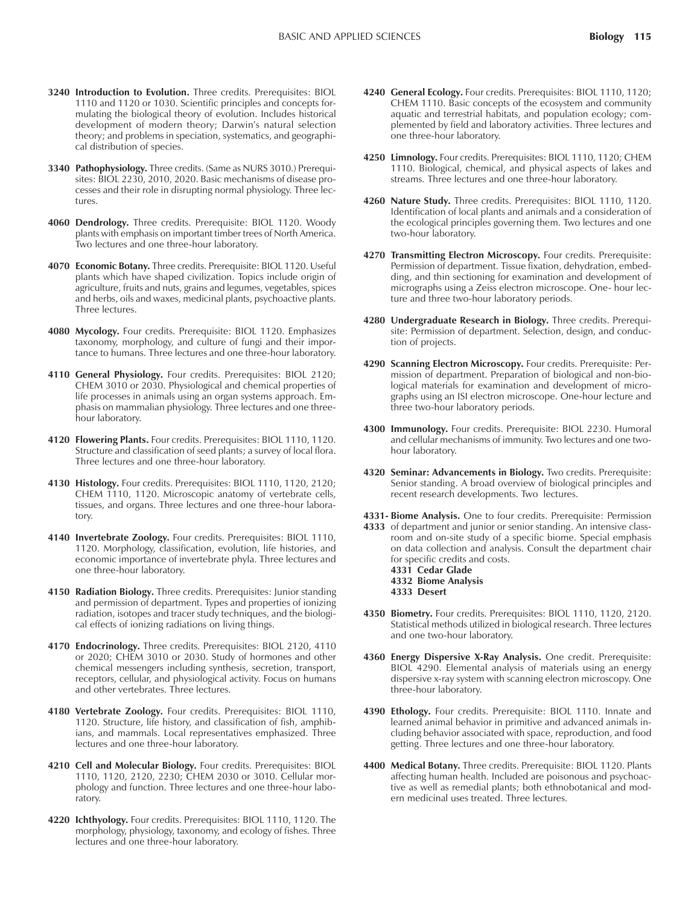**3240 Introduction to Evolution.** Three credits. Prerequisites: BIOL 1110 and 1120 or 1030. Scientific principles and concepts formulating the biological theory of evolution. Includes historical development of modern theory; Darwin's natural selection theory; and problems in speciation, systematics, and geographical distribution of species.

**3340 Pathophysiology.** Three credits. (Same as NURS 3010.) Prerequisites: BIOL 2230, 2010, 2020. Basic mechanisms of disease processes and their role in disrupting normal physiology. Three lectures.

**4060 Dendrology.** Three credits. Prerequisite: BIOL 1120. Woody plants with emphasis on important timber trees of North America. Two lectures and one three-hour laboratory.

**4070 Economic Botany.** Three credits. Prerequisite: BIOL 1120. Useful plants which have shaped civilization. Topics include origin of agriculture, fruits and nuts, grains and legumes, vegetables, spices and herbs, oils and waxes, medicinal plants, psychoactive plants. Three lectures.

**4080 Mycology.** Four credits. Prerequisite: BIOL 1120. Emphasizes taxonomy, morphology, and culture of fungi and their importance to humans. Three lectures and one three-hour laboratory.

**4110 General Physiology.** Four credits. Prerequisites: BIOL 2120; CHEM 3010 or 2030. Physiological and chemical properties of life processes in animals using an organ systems approach. Emphasis on mammalian physiology. Three lectures and one three-hour laboratory.

**4120 Flowering Plants.** Four credits. Prerequisites: BIOL 1110, 1120. Structure and classification of seed plants; a survey of local flora. Three lectures and one three-hour laboratory.

**4130 Histology.** Four credits. Prerequisites: BIOL 1110, 1120, 2120; CHEM 1110, 1120. Microscopic anatomy of vertebrate cells, tissues, and organs. Three lectures and one three-hour laboratory.

**4140 Invertebrate Zoology.** Four credits. Prerequisites: BIOL 1110, 1120. Morphology, classification, evolution, life histories, and economic importance of invertebrate phyla. Three lectures and one three-hour laboratory.

**4150 Radiation Biology.** Three credits. Prerequisites: Junior standing and permission of department. Types and properties of ionizing radiation, isotopes and tracer study techniques, and the biological effects of ionizing radiations on living things.

**4170 Endocrinology.** Three credits. Prerequisites: BIOL 2120, 4110 or 2020; CHEM 3010 or 2030. Study of hormones and other chemical messengers including synthesis, secretion, transport, receptors, cellular, and physiological activity. Focus on humans and other vertebrates. Three lectures.

**4180 Vertebrate Zoology.** Four credits. Prerequisites: BIOL 1110, 1120. Structure, life history, and classification of fish, amphibians, and mammals. Local representatives emphasized. Three lectures and one three-hour laboratory.

**4210 Cell and Molecular Biology.** Four credits. Prerequisites: BIOL 1110, 1120, 2120, 2230; CHEM 2030 or 3010. Cellular morphology and function. Three lectures and one three-hour laboratory.

**4220 Ichthyology.** Four credits. Prerequisites: BIOL 1110, 1120. The morphology, physiology, taxonomy, and ecology of fishes. Three lectures and one three-hour laboratory.

**4240 General Ecology.** Four credits. Prerequisites: BIOL 1110, 1120; CHEM 1110. Basic concepts of the ecosystem and community aquatic and terrestrial habitats, and population ecology; complemented by field and laboratory activities. Three lectures and one three-hour laboratory.

**4250 Limnology.** Four credits. Prerequisites: BIOL 1110, 1120; CHEM 1110. Biological, chemical, and physical aspects of lakes and streams. Three lectures and one three-hour laboratory.

**4260 Nature Study.** Three credits. Prerequisites: BIOL 1110, 1120. Identification of local plants and animals and a consideration of the ecological principles governing them. Two lectures and one two-hour laboratory.

**4270 Transmitting Electron Microscopy.** Four credits. Prerequisite: Permission of department. Tissue fixation, dehydration, embedding, and thin sectioning for examination and development of micrographs using a Zeiss electron microscope. One- hour lecture and three two-hour laboratory periods.

**4280 Undergraduate Research in Biology.** Three credits. Prerequisite: Permission of department. Selection, design, and conduction of projects.

**4290 Scanning Electron Microscopy.** Four credits. Prerequisite: Permission of department. Preparation of biological and non-biological materials for examination and development of micrographs using an ISI electron microscope. One-hour lecture and three two-hour laboratory periods.

**4300 Immunology.** Four credits. Prerequisite: BIOL 2230. Humoral and cellular mechanisms of immunity. Two lectures and one two-hour laboratory.

**4320 Seminar: Advancements in Biology.** Two credits. Prerequisite: Senior standing. A broad overview of biological principles and recent research developments. Two lectures.

**4331-4333 Biome Analysis.** One to four credits. Prerequisite: Permission of department and junior or senior standing. An intensive classroom and on-site study of a specific biome. Special emphasis on data collection and analysis. Consult the department chair for specific credits and costs.
**4331 Cedar Glade**
**4332 Biome Analysis**
**4333 Desert**

**4350 Biometry.** Four credits. Prerequisites: BIOL 1110, 1120, 2120. Statistical methods utilized in biological research. Three lectures and one two-hour laboratory.

**4360 Energy Dispersive X-Ray Analysis.** One credit. Prerequisite: BIOL 4290. Elemental analysis of materials using an energy dispersive x-ray system with scanning electron microscopy. One three-hour laboratory.

**4390 Ethology.** Four credits. Prerequisite: BIOL 1110. Innate and learned animal behavior in primitive and advanced animals including behavior associated with space, reproduction, and food getting. Three lectures and one three-hour laboratory.

**4400 Medical Botany.** Three credits. Prerequisite: BIOL 1120. Plants affecting human health. Included are poisonous and psychoactive as well as remedial plants; both ethnobotanical and modern medicinal uses treated. Three lectures.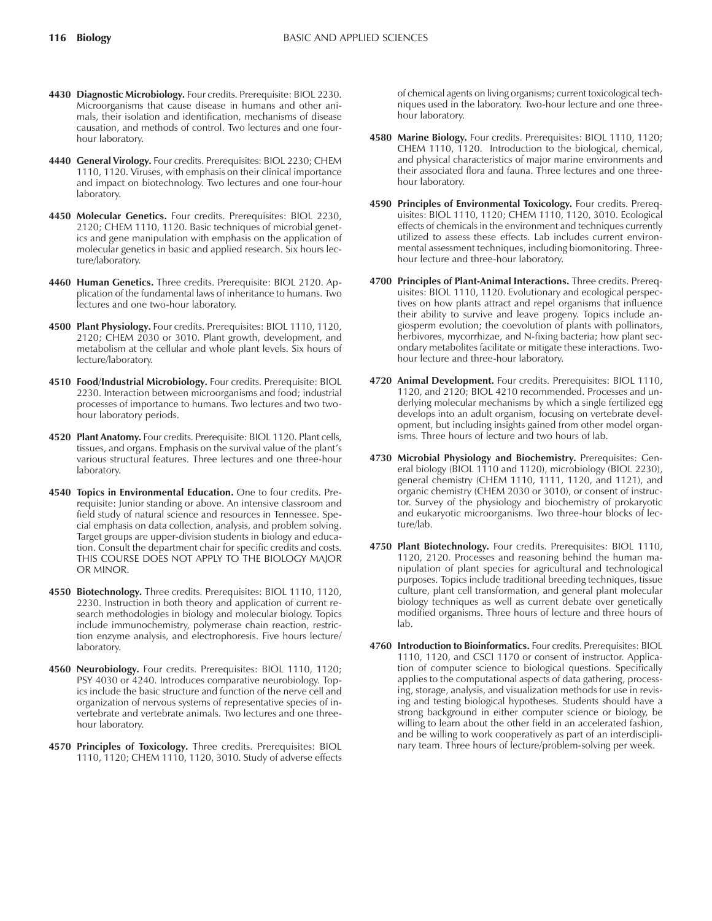**4430 Diagnostic Microbiology.** Four credits. Prerequisite: BIOL 2230. Microorganisms that cause disease in humans and other animals, their isolation and identification, mechanisms of disease causation, and methods of control. Two lectures and one four-hour laboratory.

**4440 General Virology.** Four credits. Prerequisites: BIOL 2230; CHEM 1110, 1120. Viruses, with emphasis on their clinical importance and impact on biotechnology. Two lectures and one four-hour laboratory.

**4450 Molecular Genetics.** Four credits. Prerequisites: BIOL 2230, 2120; CHEM 1110, 1120. Basic techniques of microbial genetics and gene manipulation with emphasis on the application of molecular genetics in basic and applied research. Six hours lecture/laboratory.

**4460 Human Genetics.** Three credits. Prerequisite: BIOL 2120. Application of the fundamental laws of inheritance to humans. Two lectures and one two-hour laboratory.

**4500 Plant Physiology.** Four credits. Prerequisites: BIOL 1110, 1120, 2120; CHEM 2030 or 3010. Plant growth, development, and metabolism at the cellular and whole plant levels. Six hours of lecture/laboratory.

**4510 Food/Industrial Microbiology.** Four credits. Prerequisite: BIOL 2230. Interaction between microorganisms and food; industrial processes of importance to humans. Two lectures and two two-hour laboratory periods.

**4520 Plant Anatomy.** Four credits. Prerequisite: BIOL 1120. Plant cells, tissues, and organs. Emphasis on the survival value of the plant's various structural features. Three lectures and one three-hour laboratory.

**4540 Topics in Environmental Education.** One to four credits. Prerequisite: Junior standing or above. An intensive classroom and field study of natural science and resources in Tennessee. Special emphasis on data collection, analysis, and problem solving. Target groups are upper-division students in biology and education. Consult the department chair for specific credits and costs. THIS COURSE DOES NOT APPLY TO THE BIOLOGY MAJOR OR MINOR.

**4550 Biotechnology.** Three credits. Prerequisites: BIOL 1110, 1120, 2230. Instruction in both theory and application of current research methodologies in biology and molecular biology. Topics include immunochemistry, polymerase chain reaction, restriction enzyme analysis, and electrophoresis. Five hours lecture/laboratory.

**4560 Neurobiology.** Four credits. Prerequisites: BIOL 1110, 1120; PSY 4030 or 4240. Introduces comparative neurobiology. Topics include the basic structure and function of the nerve cell and organization of nervous systems of representative species of invertebrate and vertebrate animals. Two lectures and one three-hour laboratory.

**4570 Principles of Toxicology.** Three credits. Prerequisites: BIOL 1110, 1120; CHEM 1110, 1120, 3010. Study of adverse effects of chemical agents on living organisms; current toxicological techniques used in the laboratory. Two-hour lecture and one three-hour laboratory.

**4580 Marine Biology.** Four credits. Prerequisites: BIOL 1110, 1120; CHEM 1110, 1120. Introduction to the biological, chemical, and physical characteristics of major marine environments and their associated flora and fauna. Three lectures and one three-hour laboratory.

**4590 Principles of Environmental Toxicology.** Four credits. Prerequisites: BIOL 1110, 1120; CHEM 1110, 1120, 3010. Ecological effects of chemicals in the environment and techniques currently utilized to assess these effects. Lab includes current environmental assessment techniques, including biomonitoring. Three-hour lecture and three-hour laboratory.

**4700 Principles of Plant-Animal Interactions.** Three credits. Prerequisites: BIOL 1110, 1120. Evolutionary and ecological perspectives on how plants attract and repel organisms that influence their ability to survive and leave progeny. Topics include angiosperm evolution; the coevolution of plants with pollinators, herbivores, mycorrhizae, and N-fixing bacteria; how plant secondary metabolites facilitate or mitigate these interactions. Two-hour lecture and three-hour laboratory.

**4720 Animal Development.** Four credits. Prerequisites: BIOL 1110, 1120, and 2120; BIOL 4210 recommended. Processes and underlying molecular mechanisms by which a single fertilized egg develops into an adult organism, focusing on vertebrate development, but including insights gained from other model organisms. Three hours of lecture and two hours of lab.

**4730 Microbial Physiology and Biochemistry.** Prerequisites: General biology (BIOL 1110 and 1120), microbiology (BIOL 2230), general chemistry (CHEM 1110, 1111, 1120, and 1121), and organic chemistry (CHEM 2030 or 3010), or consent of instructor. Survey of the physiology and biochemistry of prokaryotic and eukaryotic microorganisms. Two three-hour blocks of lecture/lab.

**4750 Plant Biotechnology.** Four credits. Prerequisites: BIOL 1110, 1120, 2120. Processes and reasoning behind the human manipulation of plant species for agricultural and technological purposes. Topics include traditional breeding techniques, tissue culture, plant cell transformation, and general plant molecular biology techniques as well as current debate over genetically modified organisms. Three hours of lecture and three hours of lab.

**4760 Introduction to Bioinformatics.** Four credits. Prerequisites: BIOL 1110, 1120, and CSCI 1170 or consent of instructor. Application of computer science to biological questions. Specifically applies to the computational aspects of data gathering, processing, storage, analysis, and visualization methods for use in revising and testing biological hypotheses. Students should have a strong background in either computer science or biology, be willing to learn about the other field in an accelerated fashion, and be willing to work cooperatively as part of an interdisciplinary team. Three hours of lecture/problem-solving per week.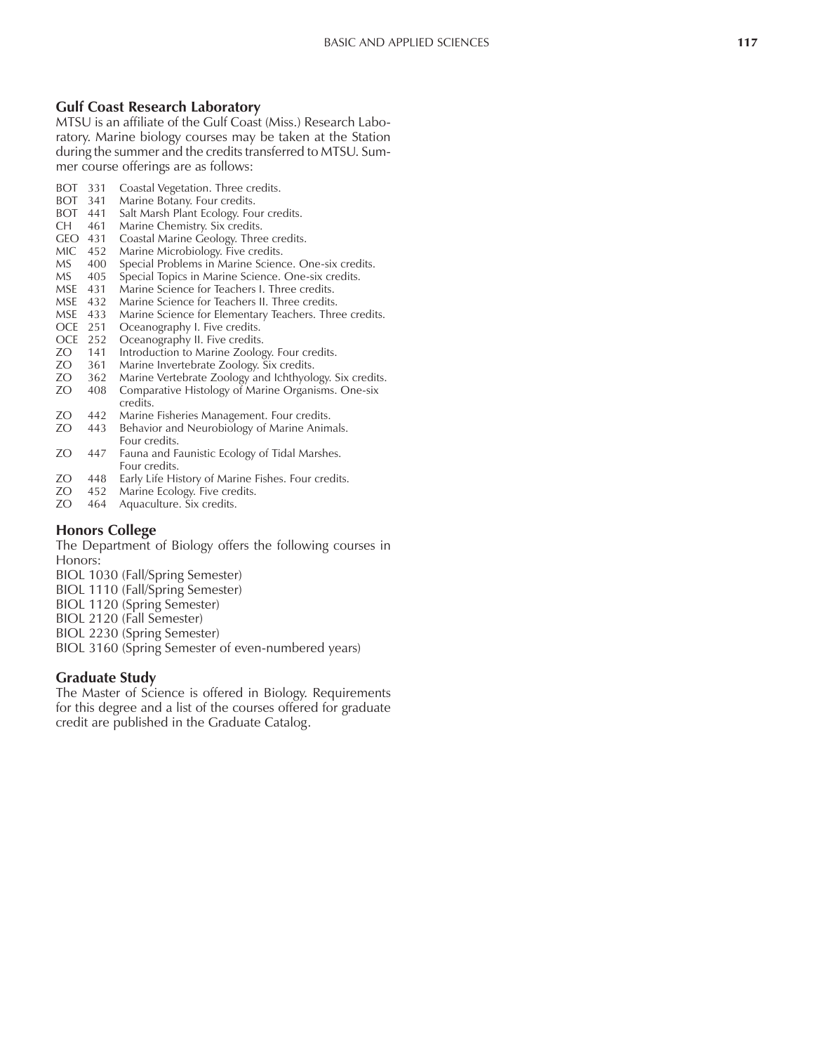## Gulf Coast Research Laboratory

MTSU is an affiliate of the Gulf Coast (Miss.) Research Laboratory. Marine biology courses may be taken at the Station during the summer and the credits transferred to MTSU. Summer course offerings are as follows:

| | | |
|---|---|---|
| BOT | 331 | Coastal Vegetation. Three credits. |
| BOT | 341 | Marine Botany. Four credits. |
| BOT | 441 | Salt Marsh Plant Ecology. Four credits. |
| CH | 461 | Marine Chemistry. Six credits. |
| GEO | 431 | Coastal Marine Geology. Three credits. |
| MIC | 452 | Marine Microbiology. Five credits. |
| MS | 400 | Special Problems in Marine Science. One-six credits. |
| MS | 405 | Special Topics in Marine Science. One-six credits. |
| MSE | 431 | Marine Science for Teachers I. Three credits. |
| MSE | 432 | Marine Science for Teachers II. Three credits. |
| MSE | 433 | Marine Science for Elementary Teachers. Three credits. |
| OCE | 251 | Oceanography I. Five credits. |
| OCE | 252 | Oceanography II. Five credits. |
| ZO | 141 | Introduction to Marine Zoology. Four credits. |
| ZO | 361 | Marine Invertebrate Zoology. Six credits. |
| ZO | 362 | Marine Vertebrate Zoology and Ichthyology. Six credits. |
| ZO | 408 | Comparative Histology of Marine Organisms. One-six credits. |
| ZO | 442 | Marine Fisheries Management. Four credits. |
| ZO | 443 | Behavior and Neurobiology of Marine Animals. Four credits. |
| ZO | 447 | Fauna and Faunistic Ecology of Tidal Marshes. Four credits. |
| ZO | 448 | Early Life History of Marine Fishes. Four credits. |
| ZO | 452 | Marine Ecology. Five credits. |
| ZO | 464 | Aquaculture. Six credits. |

## Honors College

The Department of Biology offers the following courses in Honors:

BIOL 1030 (Fall/Spring Semester)
BIOL 1110 (Fall/Spring Semester)
BIOL 1120 (Spring Semester)
BIOL 2120 (Fall Semester)
BIOL 2230 (Spring Semester)
BIOL 3160 (Spring Semester of even-numbered years)

## Graduate Study

The Master of Science is offered in Biology. Requirements for this degree and a list of the courses offered for graduate credit are published in the Graduate Catalog.